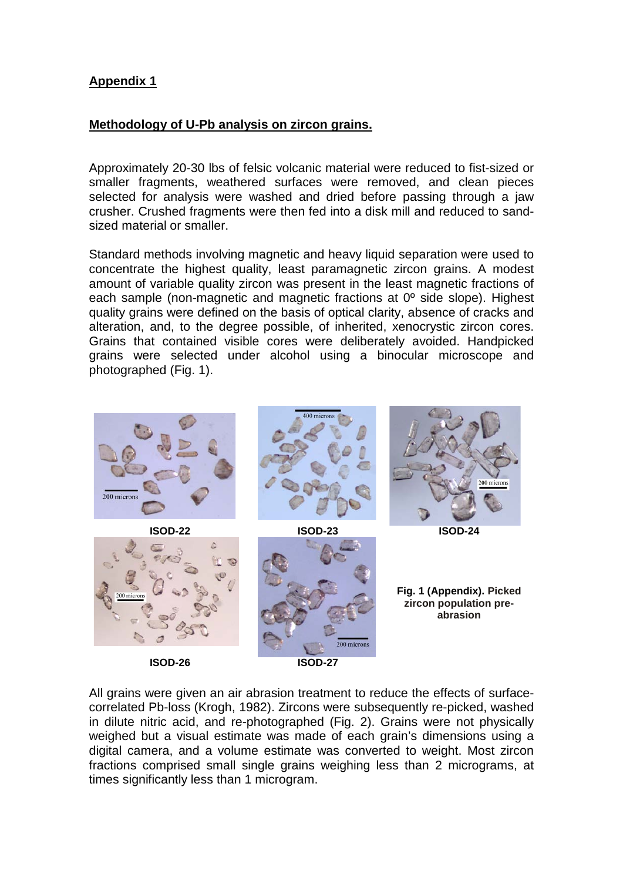## Appendix 1

### Methodology of U-Pb analysis on zircon grains.

Approximately 20-30 lbs of felsic volcanic material were reduced to fist-sized or smaller fragments, weathered surfaces were removed, and clean pieces selected for analysis were washed and dried before passing through a jaw crusher. Crushed fragments were then fed into a disk mill and reduced to sand-sized material or smaller.

Standard methods involving magnetic and heavy liquid separation were used to concentrate the highest quality, least paramagnetic zircon grains. A modest amount of variable quality zircon was present in the least magnetic fractions of each sample (non-magnetic and magnetic fractions at 0º side slope). Highest quality grains were defined on the basis of optical clarity, absence of cracks and alteration, and, to the degree possible, of inherited, xenocrystic zircon cores. Grains that contained visible cores were deliberately avoided. Handpicked grains were selected under alcohol using a binocular microscope and photographed (Fig. 1).

ISOD-22

ISOD-23

ISOD-24

ISOD-26

ISOD-27

**Fig. 1 (Appendix). Picked zircon population pre-abrasion**

All grains were given an air abrasion treatment to reduce the effects of surface-correlated Pb-loss (Krogh, 1982). Zircons were subsequently re-picked, washed in dilute nitric acid, and re-photographed (Fig. 2). Grains were not physically weighed but a visual estimate was made of each grain's dimensions using a digital camera, and a volume estimate was converted to weight. Most zircon fractions comprised small single grains weighing less than 2 micrograms, at times significantly less than 1 microgram.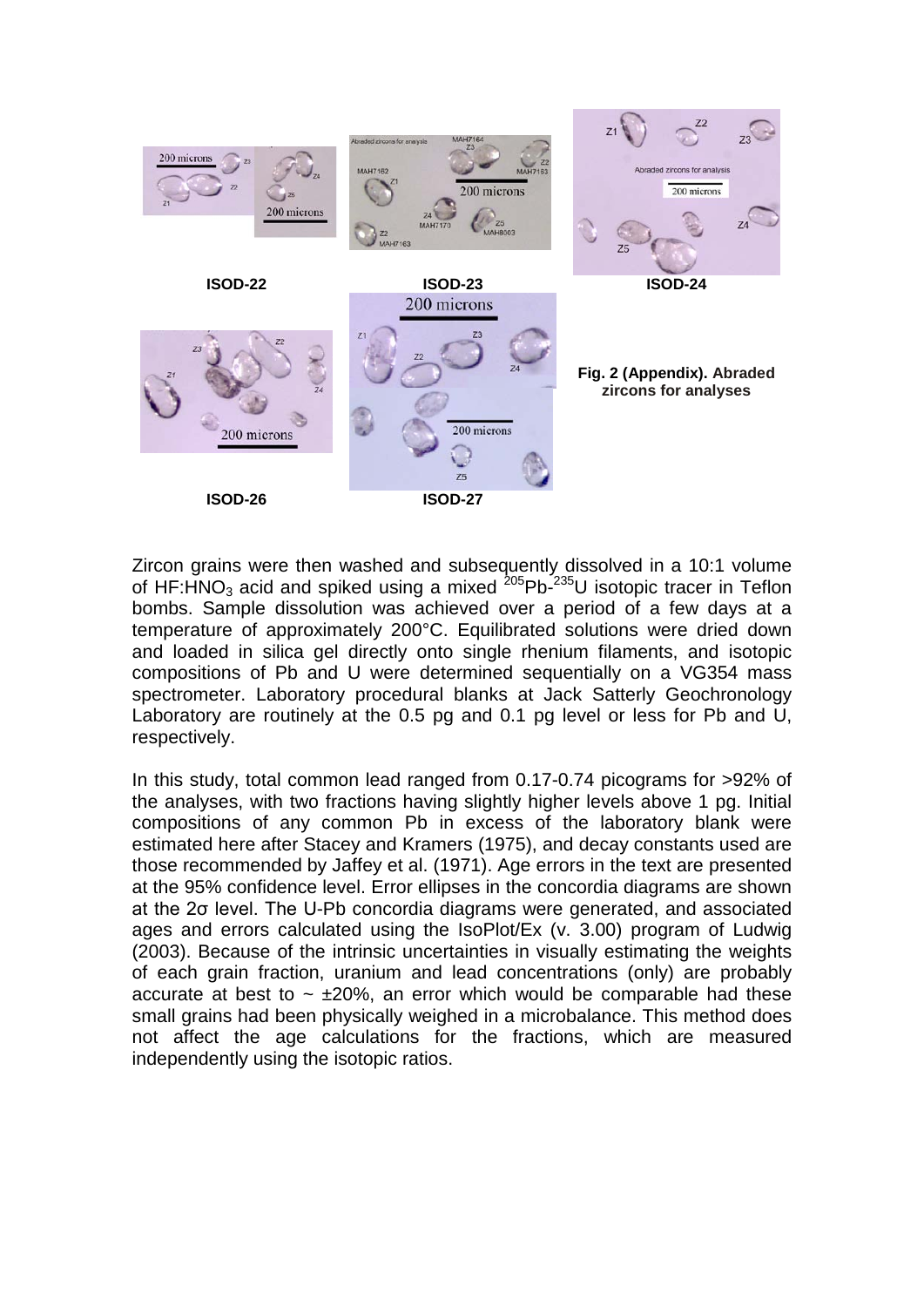ISOD-22

ISOD-23

ISOD-24

ISOD-26

ISOD-27

**Fig. 2 (Appendix). Abraded zircons for analyses**

Zircon grains were then washed and subsequently dissolved in a 10:1 volume of $HF:HNO_3$ acid and spiked using a mixed $^{205}Pb$-$^{235}U$ isotopic tracer in Teflon bombs. Sample dissolution was achieved over a period of a few days at a temperature of approximately 200°C. Equilibrated solutions were dried down and loaded in silica gel directly onto single rhenium filaments, and isotopic compositions of Pb and U were determined sequentially on a VG354 mass spectrometer. Laboratory procedural blanks at Jack Satterly Geochronology Laboratory are routinely at the 0.5 pg and 0.1 pg level or less for Pb and U, respectively.

In this study, total common lead ranged from 0.17-0.74 picograms for >92% of the analyses, with two fractions having slightly higher levels above 1 pg. Initial compositions of any common Pb in excess of the laboratory blank were estimated here after Stacey and Kramers (1975), and decay constants used are those recommended by Jaffey et al. (1971). Age errors in the text are presented at the 95% confidence level. Error ellipses in the concordia diagrams are shown at the $2\sigma$ level. The U-Pb concordia diagrams were generated, and associated ages and errors calculated using the IsoPlot/Ex (v. 3.00) program of Ludwig (2003). Because of the intrinsic uncertainties in visually estimating the weights of each grain fraction, uranium and lead concentrations (only) are probably accurate at best to $\sim \pm 20\%$, an error which would be comparable had these small grains had been physically weighed in a microbalance. This method does not affect the age calculations for the fractions, which are measured independently using the isotopic ratios.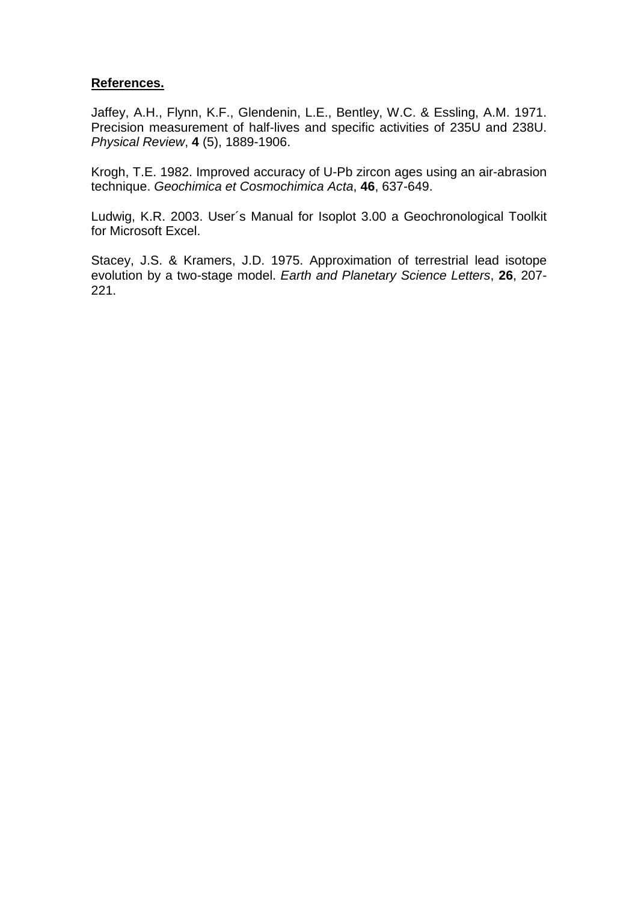**References.**

Jaffey, A.H., Flynn, K.F., Glendenin, L.E., Bentley, W.C. & Essling, A.M. 1971. Precision measurement of half-lives and specific activities of 235U and 238U. *Physical Review*, **4** (5), 1889-1906.

Krogh, T.E. 1982. Improved accuracy of U-Pb zircon ages using an air-abrasion technique. *Geochimica et Cosmochimica Acta*, **46**, 637-649.

Ludwig, K.R. 2003. User´s Manual for Isoplot 3.00 a Geochronological Toolkit for Microsoft Excel.

Stacey, J.S. & Kramers, J.D. 1975. Approximation of terrestrial lead isotope evolution by a two-stage model. *Earth and Planetary Science Letters*, **26**, 207-221.